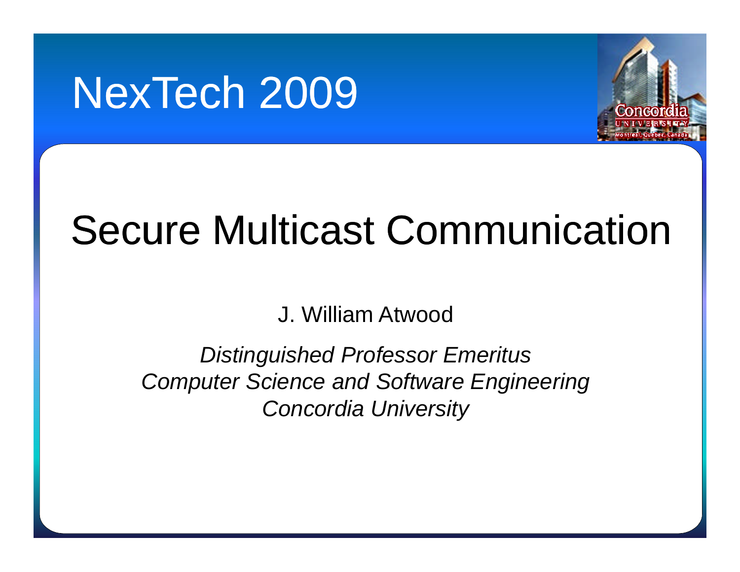# NexTech 2009

# Secure Multicast Communication

J. William Atwood

*Distinguished Professor Emeritus*
*Computer Science and Software Engineering*
*Concordia University*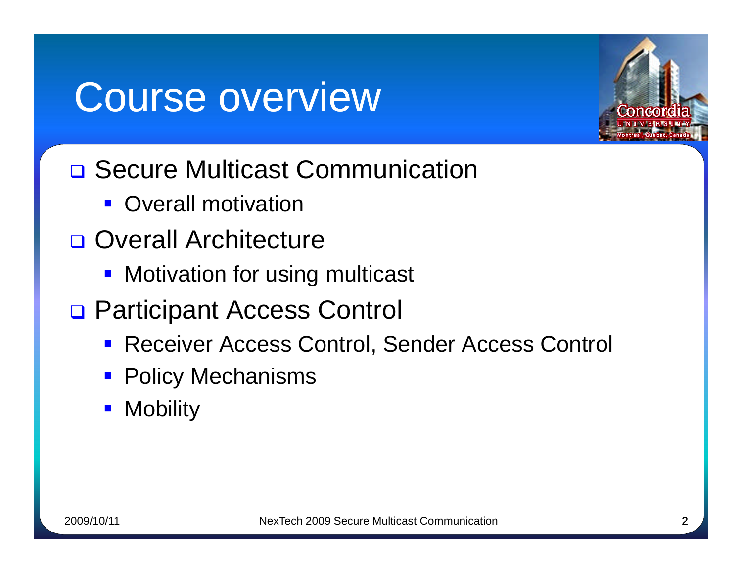# Course overview

- Secure Multicast Communication
  - Overall motivation
- Overall Architecture
  - Motivation for using multicast
- Participant Access Control
  - Receiver Access Control, Sender Access Control
  - Policy Mechanisms
  - Mobility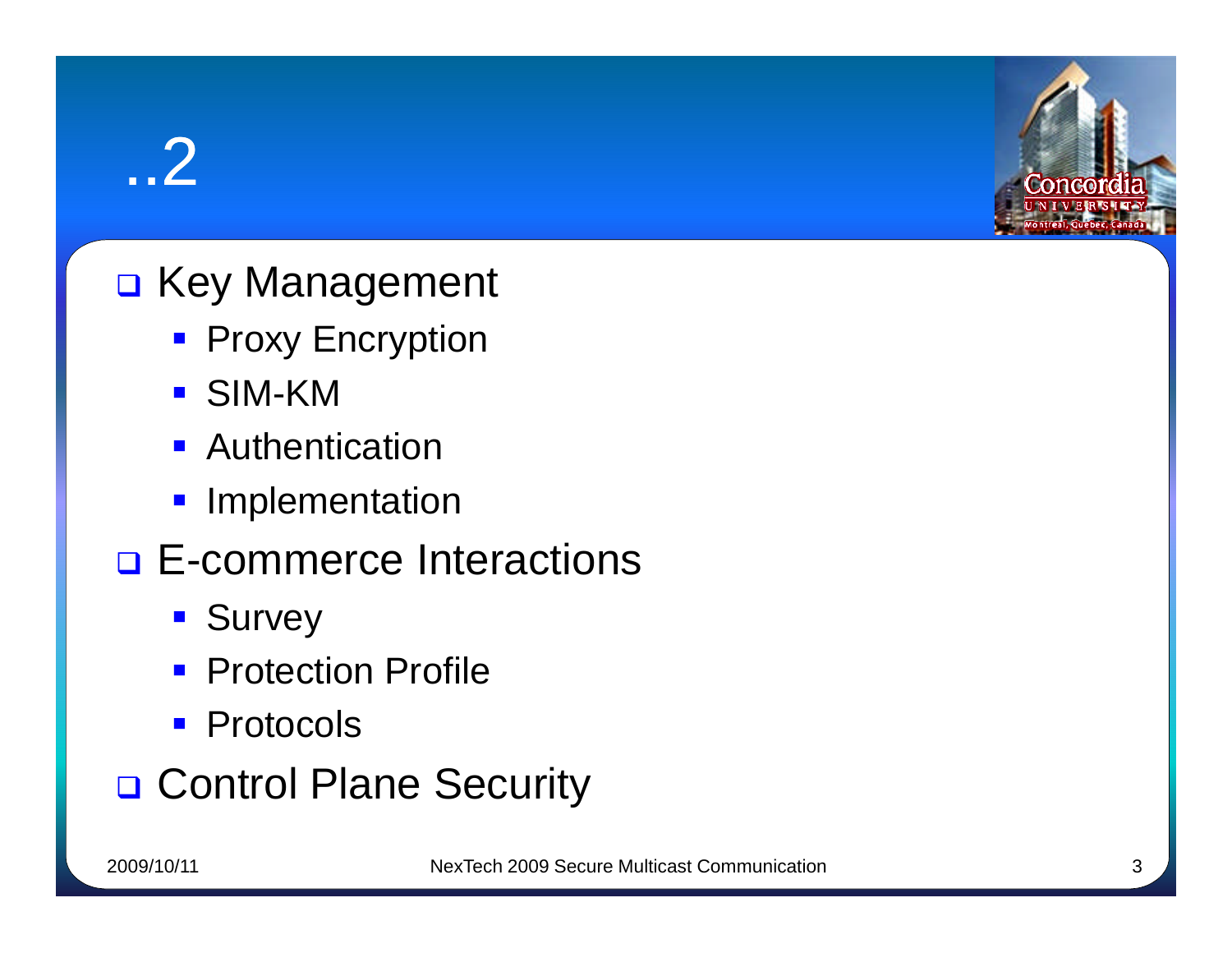# ..2

- Key Management
  - Proxy Encryption
  - SIM-KM
  - Authentication
  - Implementation
- E-commerce Interactions
  - Survey
  - Protection Profile
  - Protocols
- Control Plane Security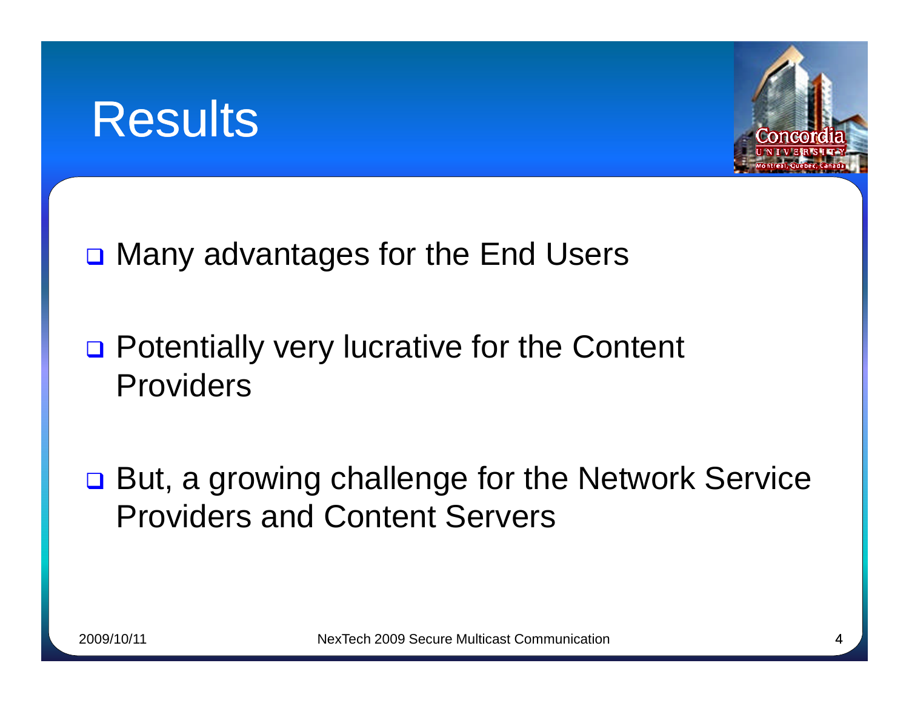# Results

- Many advantages for the End Users

- Potentially very lucrative for the Content Providers

- But, a growing challenge for the Network Service Providers and Content Servers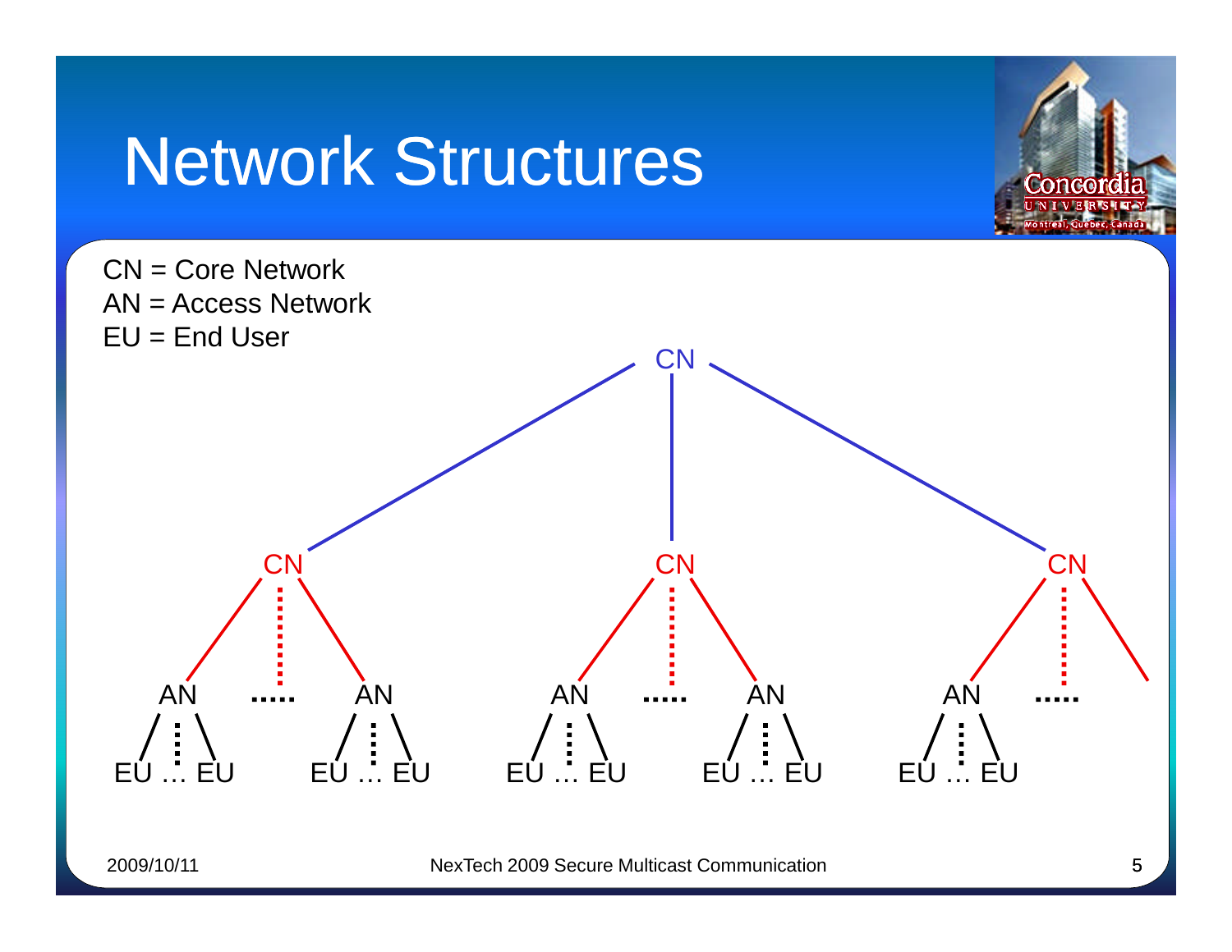# Network Structures

CN = Core Network
AN = Access Network
EU = End User

CN

CN CN CN

AN ..... AN AN ..... AN AN .....

EU … EU EU … EU EU … EU EU … EU EU … EU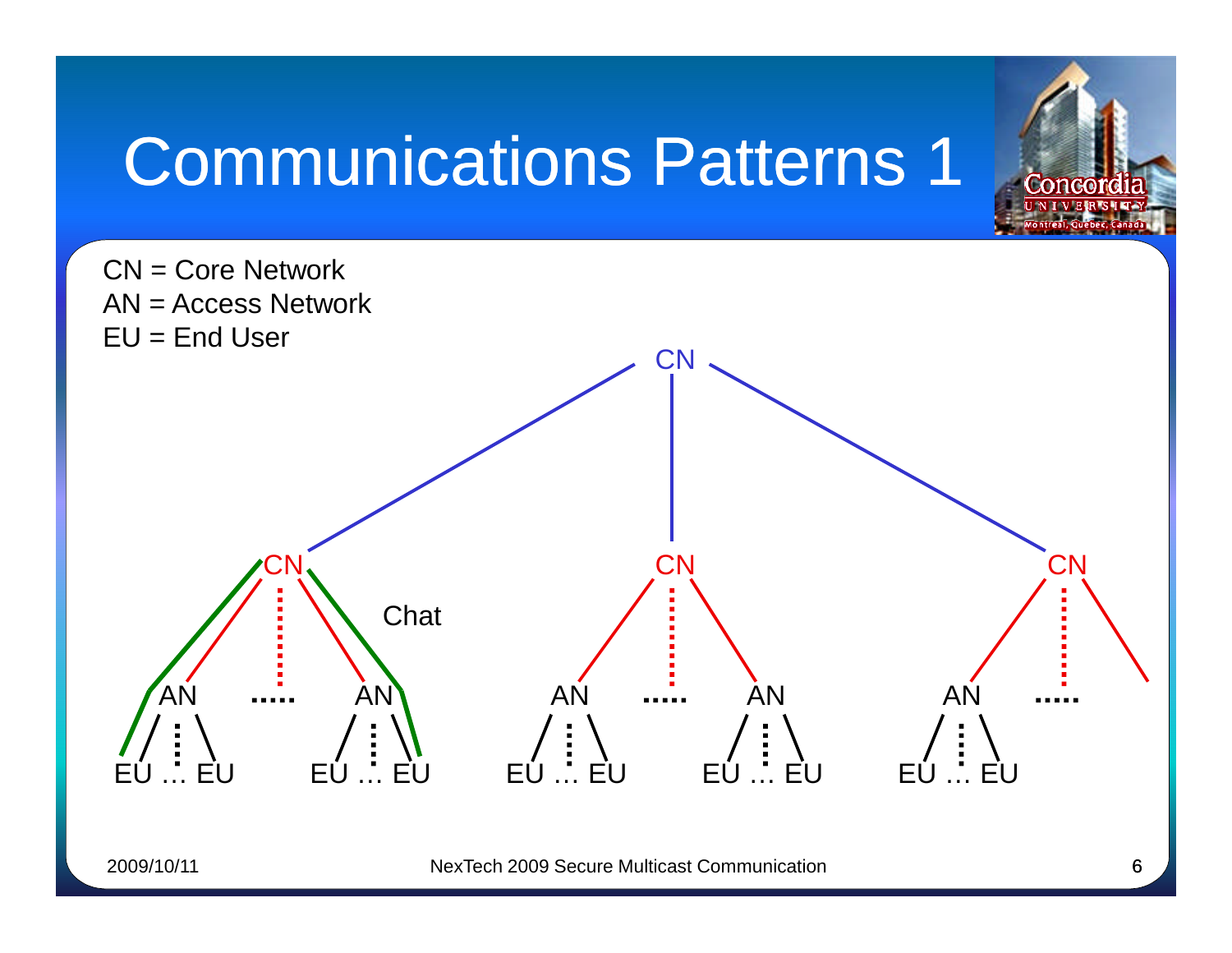# Communications Patterns 1

CN = Core Network
AN = Access Network
EU = End User

CN

CN CN CN

Chat

AN ..... AN AN ..... AN AN .....

EU … EU EU … EU EU … EU EU … EU EU … EU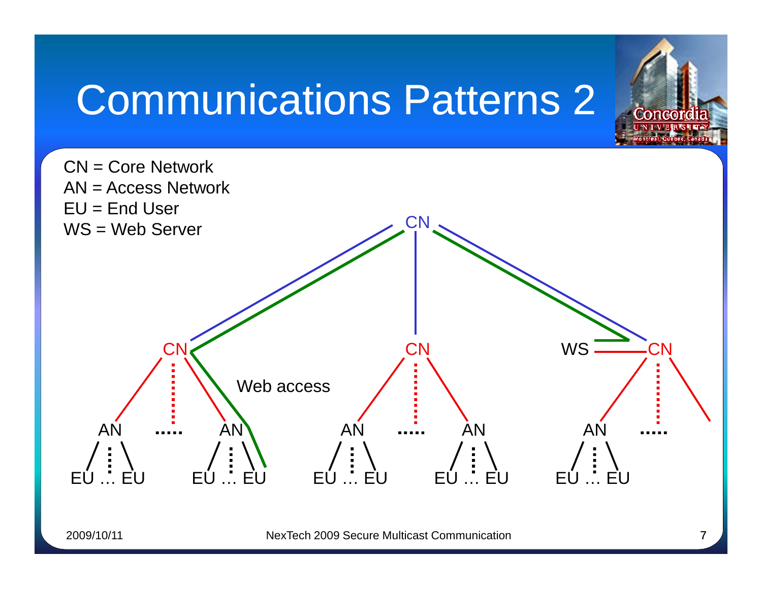# Communications Patterns 2

CN = Core Network
AN = Access Network
EU = End User
WS = Web Server

CN

CN CN WS CN

Web access

AN ..... AN AN ..... AN AN .....

EU … EU EU … EU EU … EU EU … EU EU … EU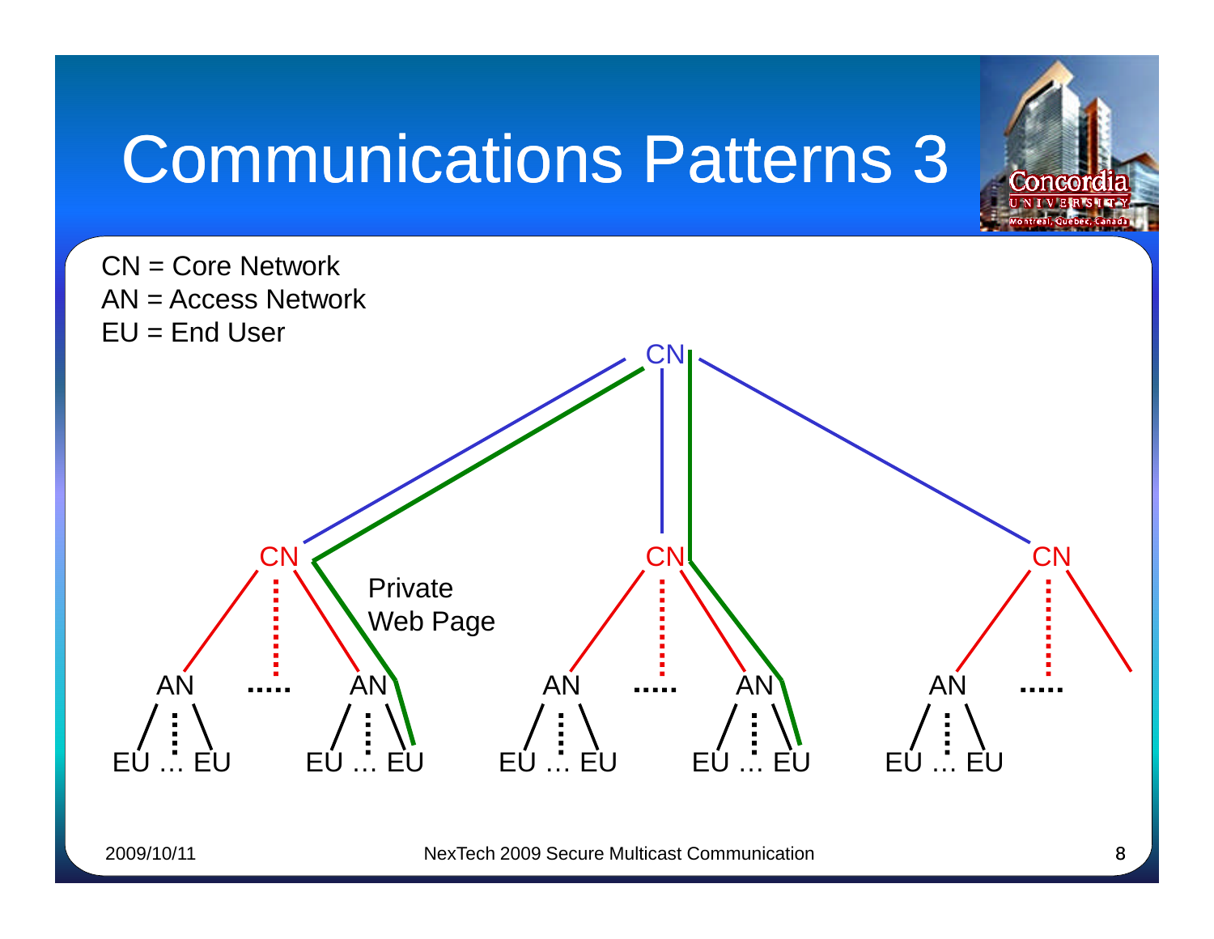# Communications Patterns 3

CN = Core Network
AN = Access Network
EU = End User

CN

CN CN CN

Private Web Page

AN ..... AN AN ..... AN AN .....

EU … EU EU … EU EU … EU EU … EU EU … EU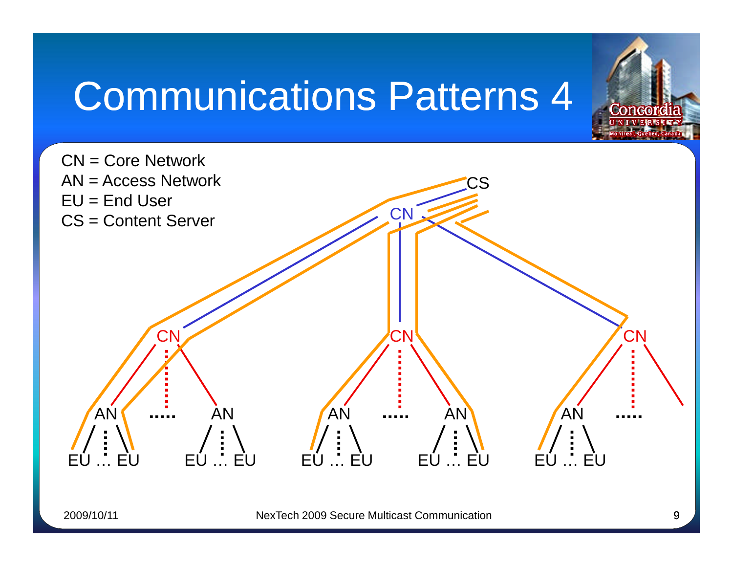# Communications Patterns 4

CN = Core Network
AN = Access Network
EU = End User
CS = Content Server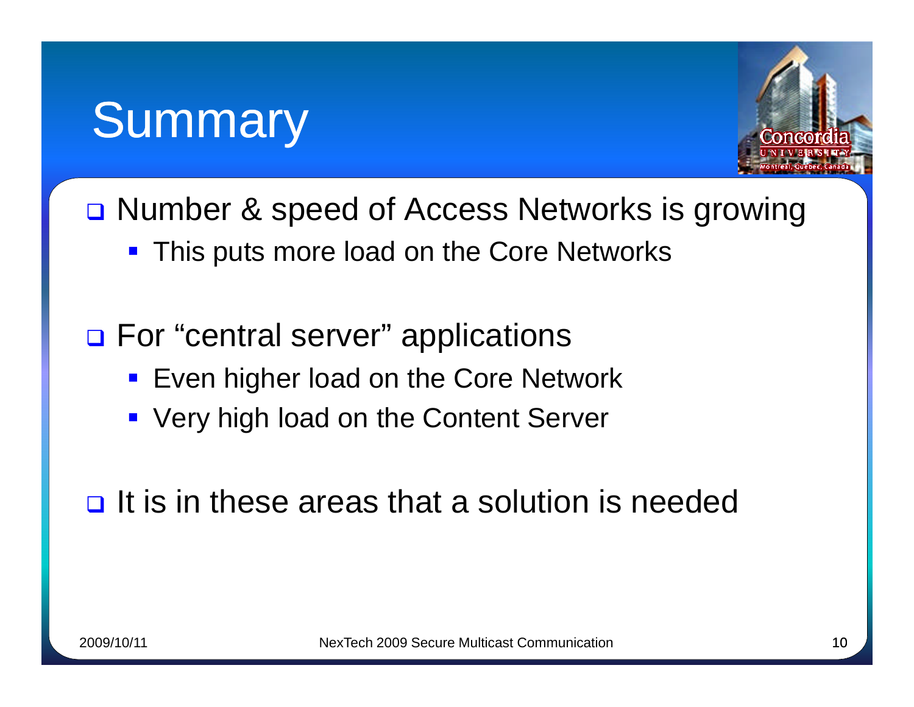# Summary

- Number & speed of Access Networks is growing
  - This puts more load on the Core Networks
- For "central server" applications
  - Even higher load on the Core Network
  - Very high load on the Content Server
- It is in these areas that a solution is needed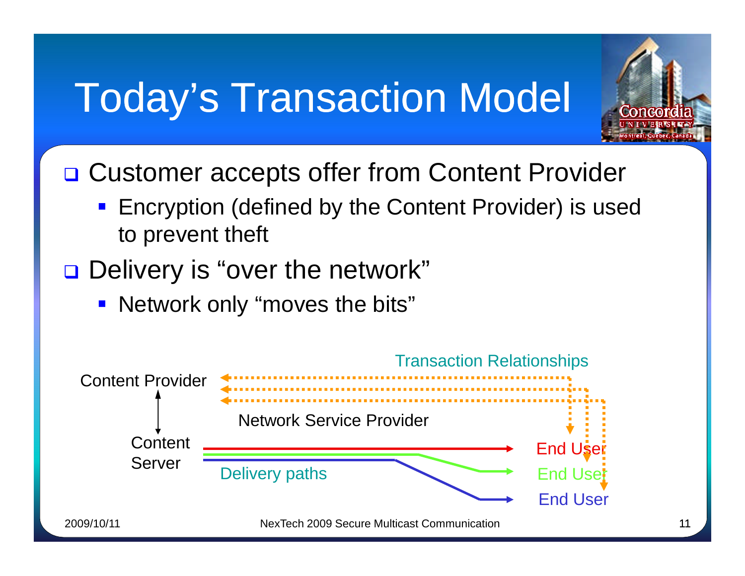# Today's Transaction Model

- Customer accepts offer from Content Provider
  - Encryption (defined by the Content Provider) is used to prevent theft
- Delivery is "over the network"
  - Network only "moves the bits"

Transaction Relationships

Content Provider

Network Service Provider

Content Server

Delivery paths

End User

End User

End User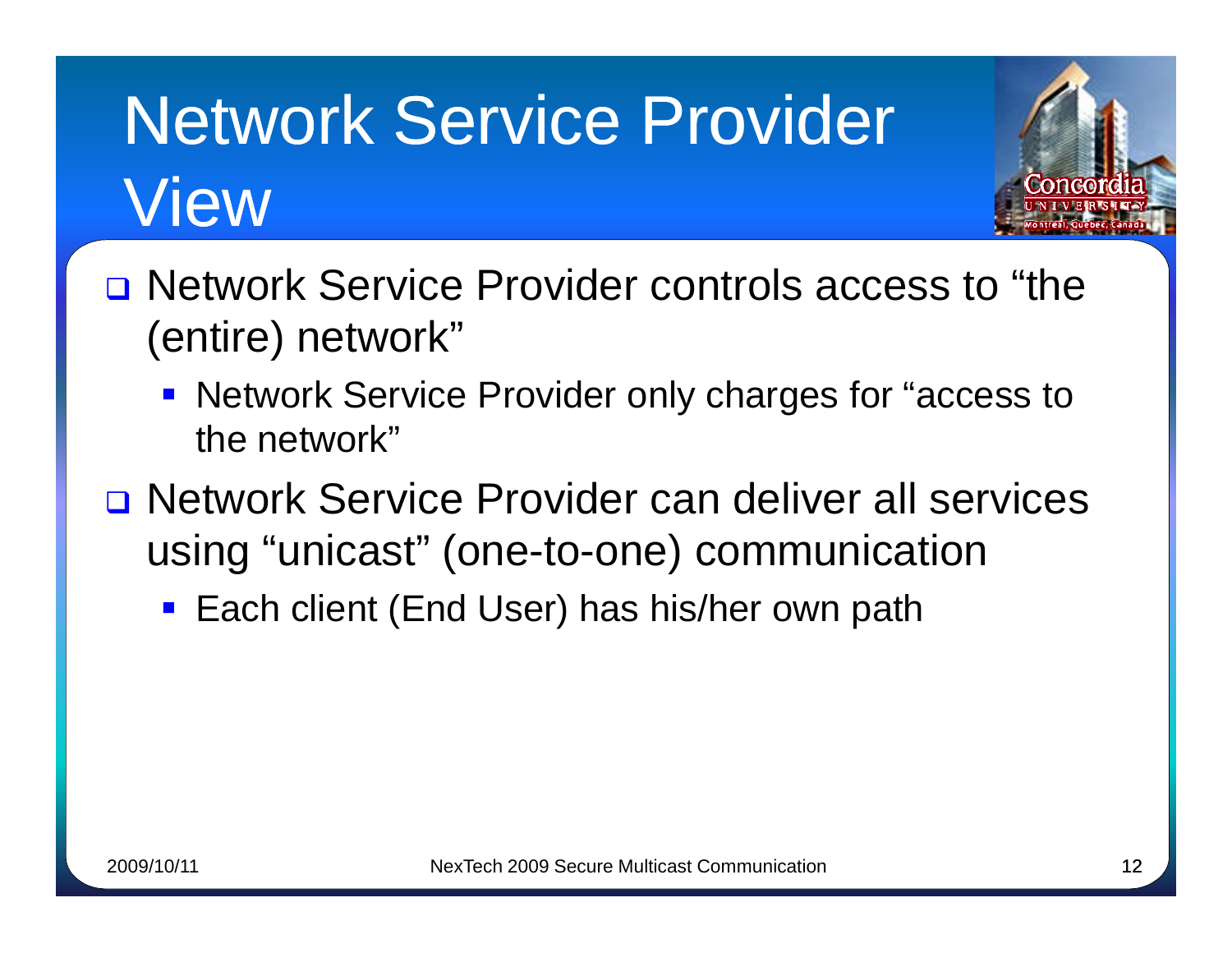# Network Service Provider View

- Network Service Provider controls access to “the (entire) network”
  - Network Service Provider only charges for “access to the network”
- Network Service Provider can deliver all services using “unicast” (one-to-one) communication
  - Each client (End User) has his/her own path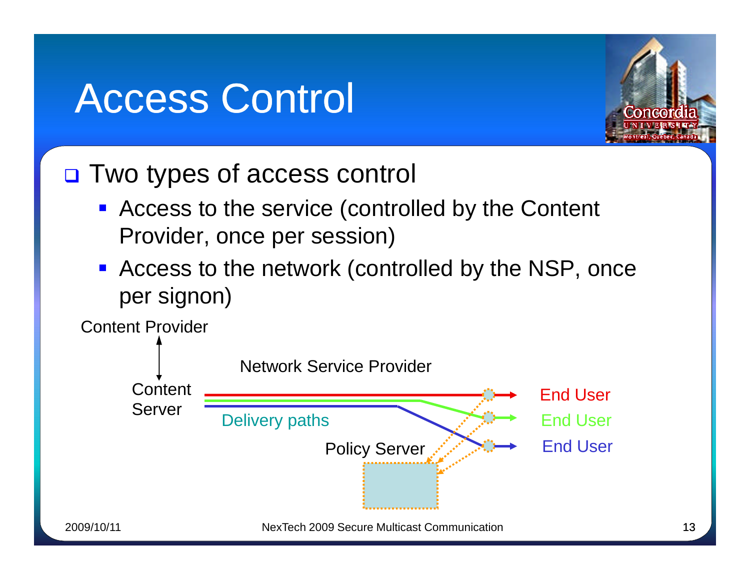# Access Control

- Two types of access control
  - Access to the service (controlled by the Content Provider, once per session)
  - Access to the network (controlled by the NSP, once per signon)

Content Provider

Content Server

Network Service Provider

Delivery paths

Policy Server

End User

End User

End User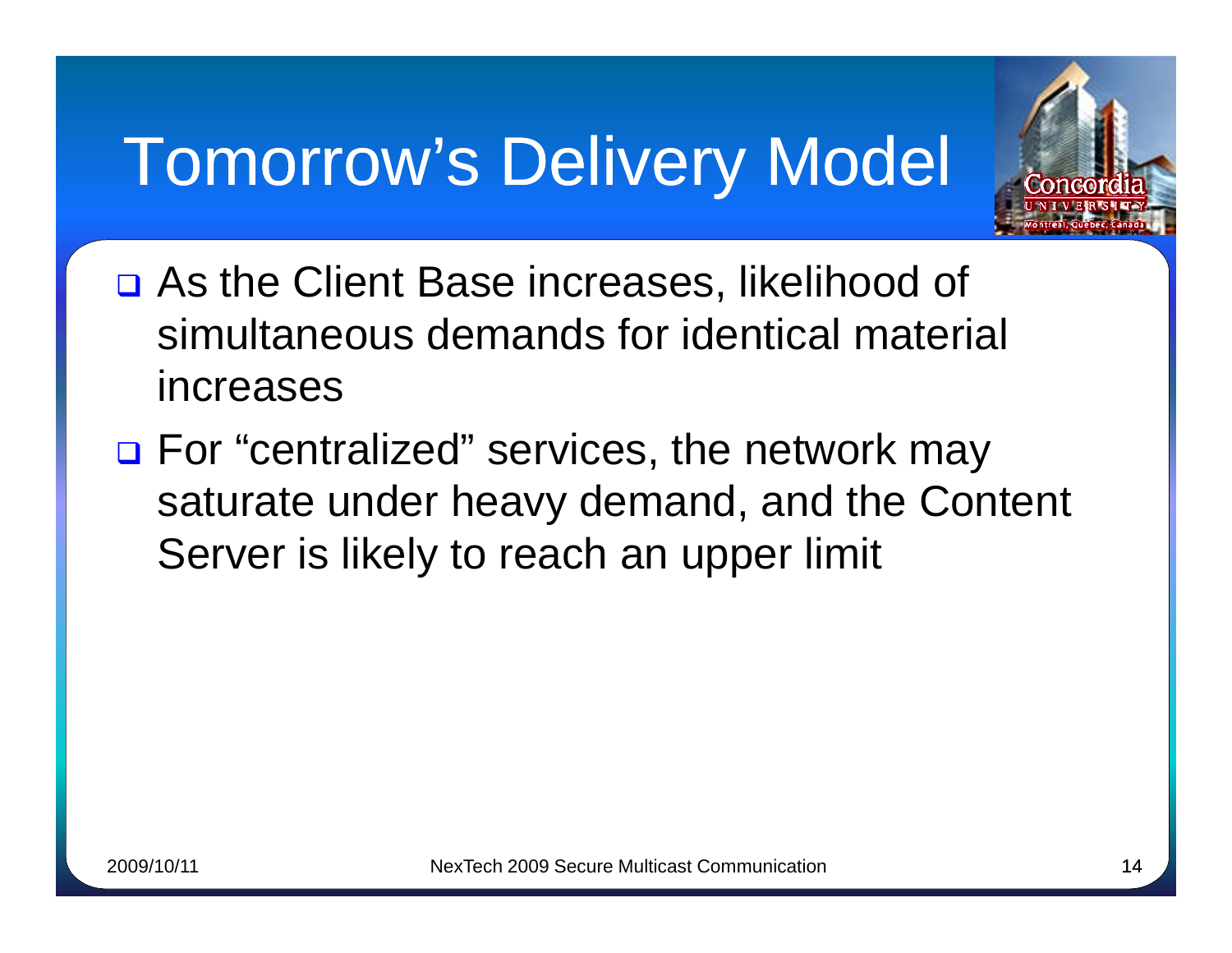# Tomorrow's Delivery Model

- As the Client Base increases, likelihood of simultaneous demands for identical material increases
- For "centralized" services, the network may saturate under heavy demand, and the Content Server is likely to reach an upper limit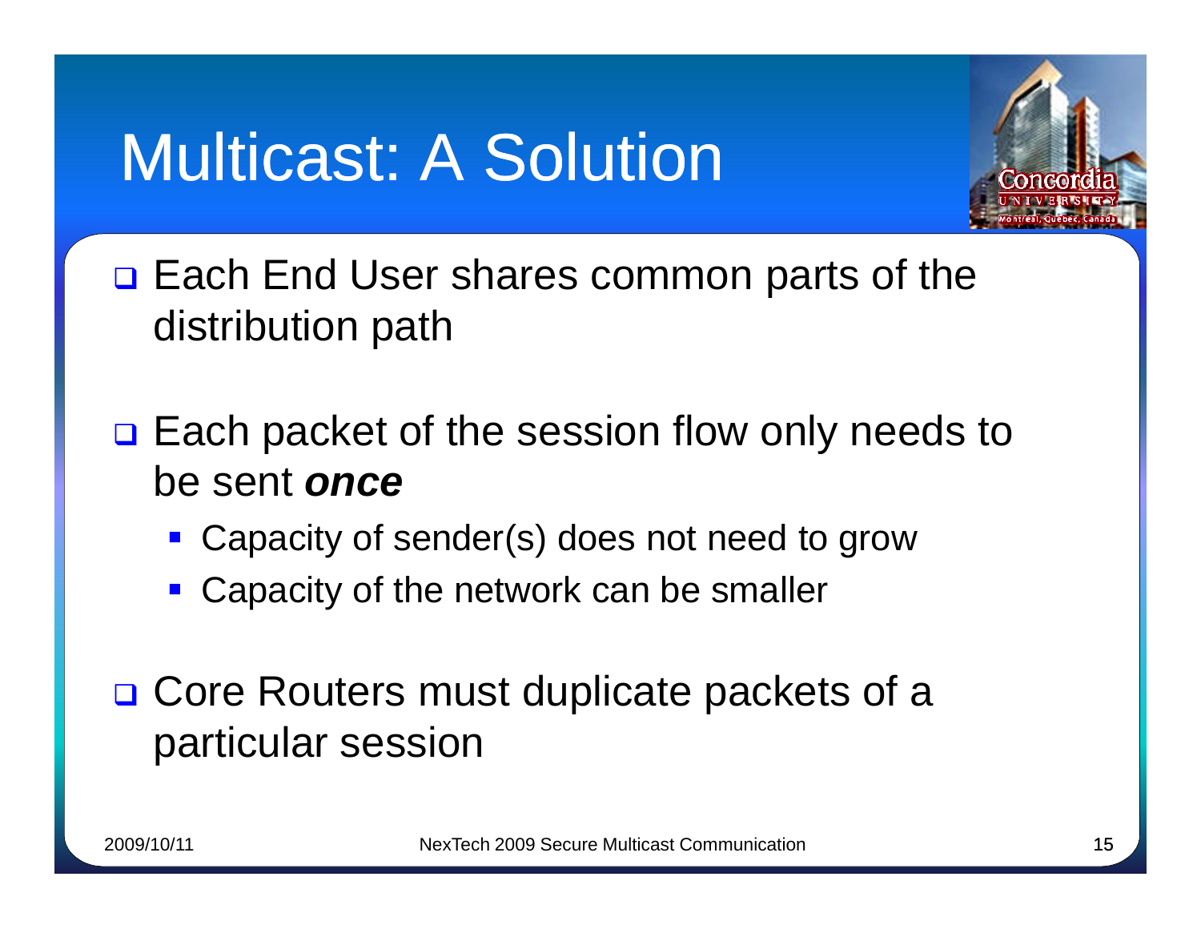# Multicast: A Solution

- Each End User shares common parts of the distribution path

- Each packet of the session flow only needs to be sent ***once***
  - Capacity of sender(s) does not need to grow
  - Capacity of the network can be smaller

- Core Routers must duplicate packets of a particular session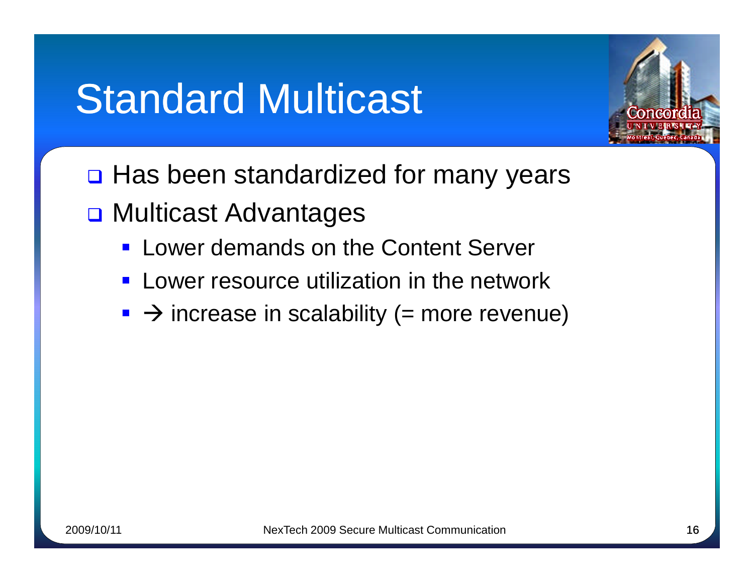# Standard Multicast

- Has been standardized for many years
- Multicast Advantages
  - Lower demands on the Content Server
  - Lower resource utilization in the network
  - → increase in scalability (= more revenue)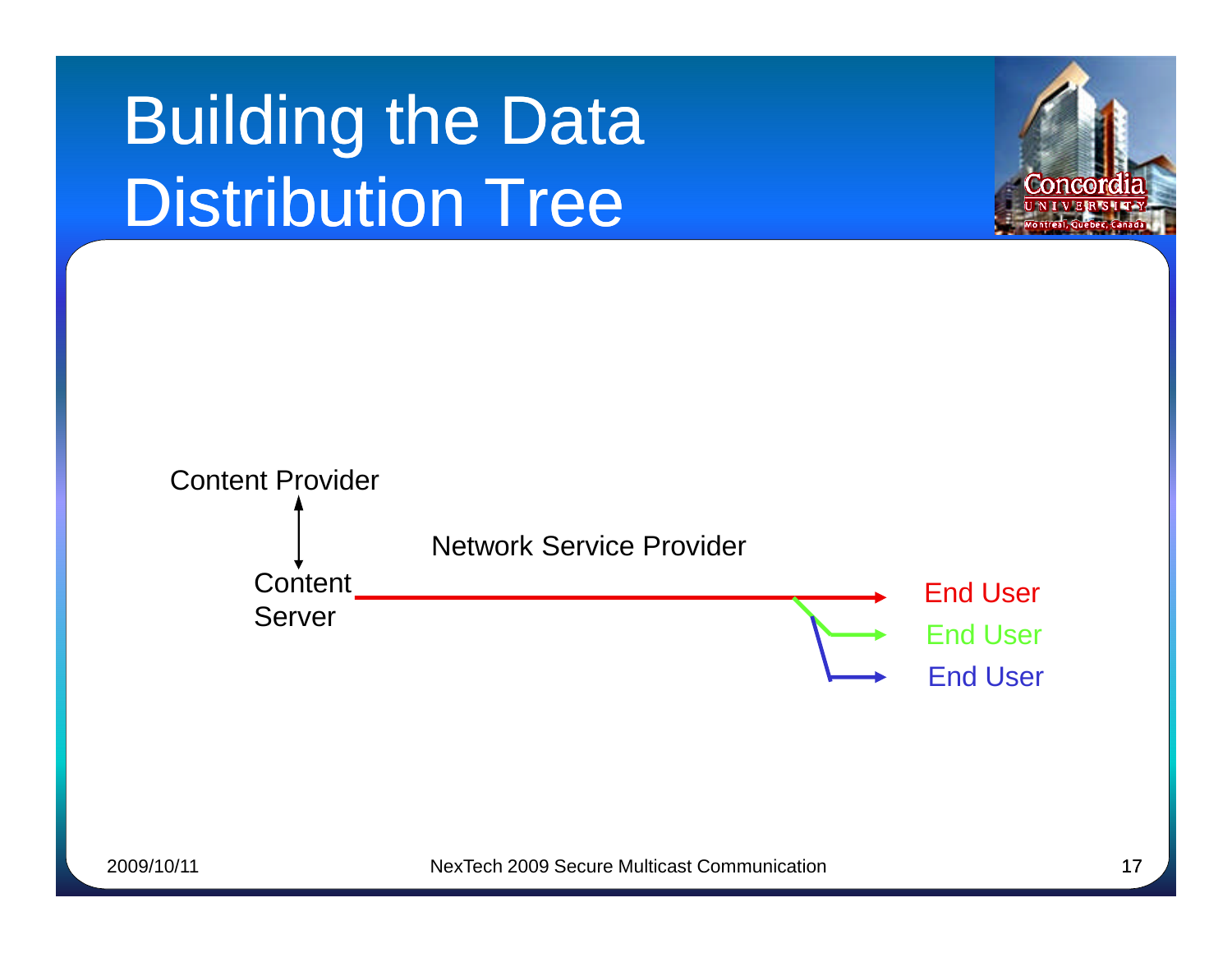# Building the Data Distribution Tree

Content Provider

Network Service Provider

Content Server

End User

End User

End User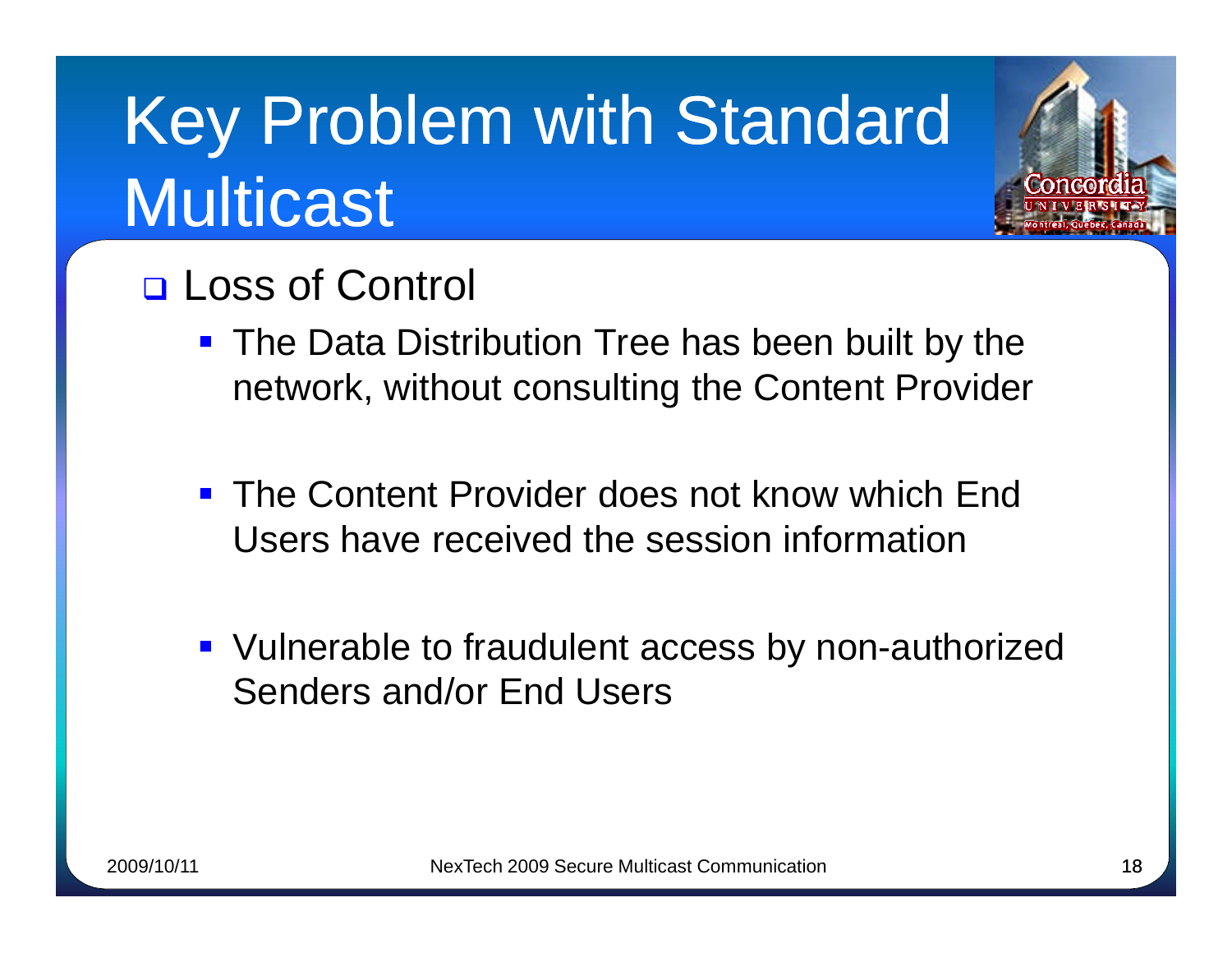# Key Problem with Standard Multicast

- Loss of Control
  - The Data Distribution Tree has been built by the network, without consulting the Content Provider
  - The Content Provider does not know which End Users have received the session information
  - Vulnerable to fraudulent access by non-authorized Senders and/or End Users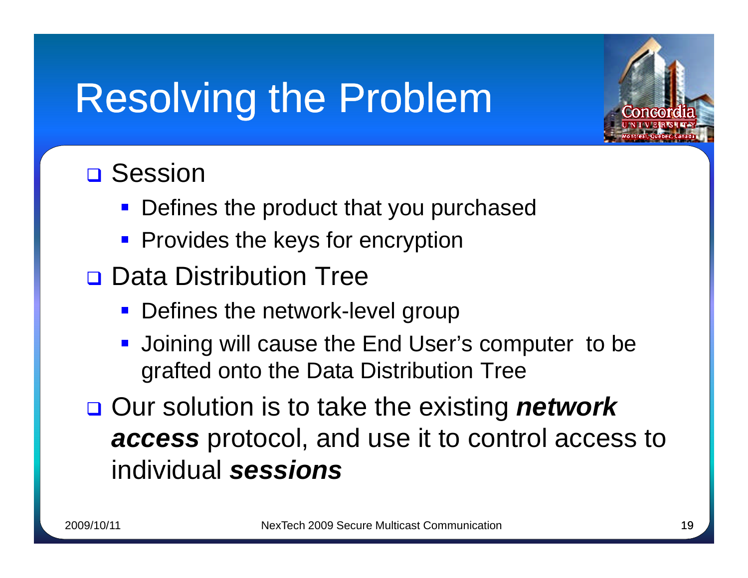# Resolving the Problem

- Session
  - Defines the product that you purchased
  - Provides the keys for encryption
- Data Distribution Tree
  - Defines the network-level group
  - Joining will cause the End User's computer to be grafted onto the Data Distribution Tree
- Our solution is to take the existing ***network access*** protocol, and use it to control access to individual ***sessions***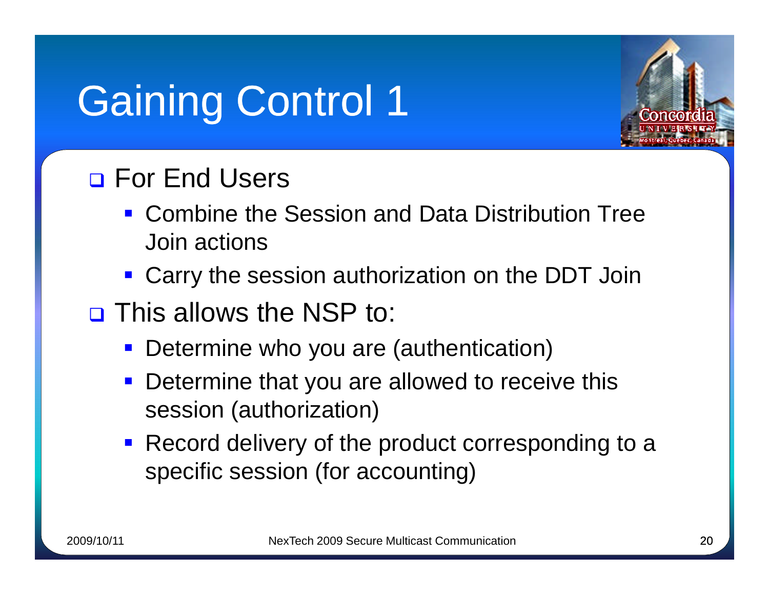# Gaining Control 1

- For End Users
  - Combine the Session and Data Distribution Tree Join actions
  - Carry the session authorization on the DDT Join
- This allows the NSP to:
  - Determine who you are (authentication)
  - Determine that you are allowed to receive this session (authorization)
  - Record delivery of the product corresponding to a specific session (for accounting)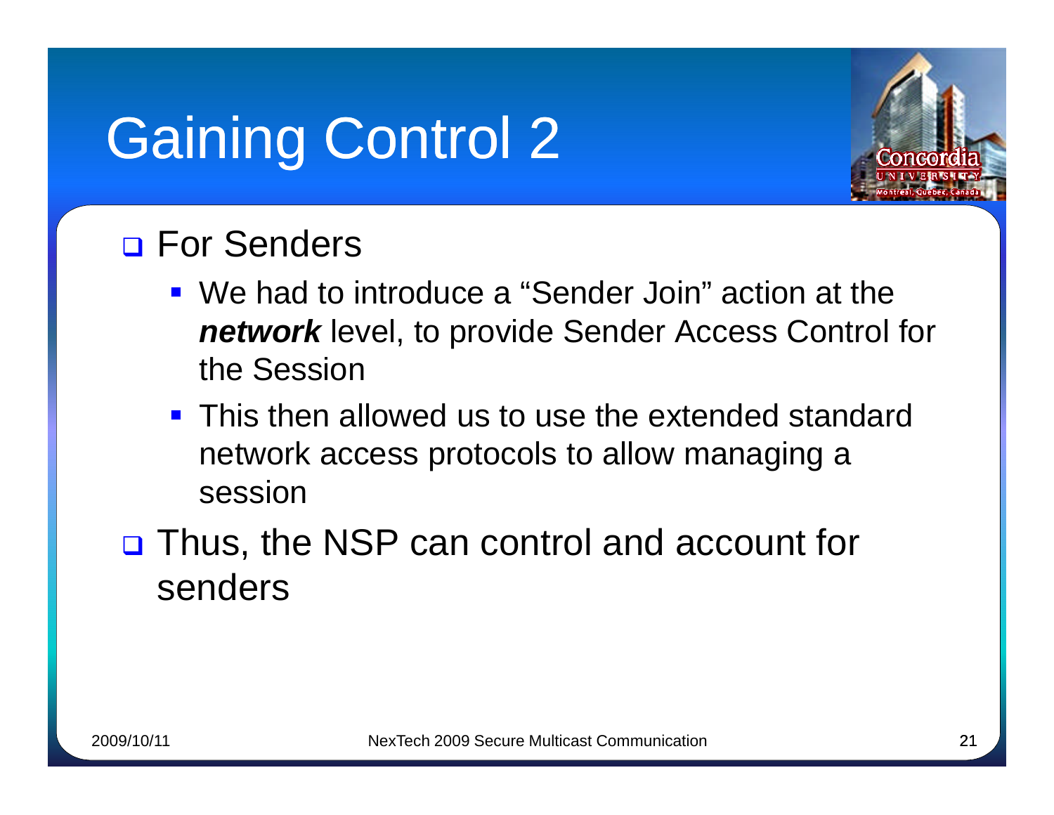# Gaining Control 2

- For Senders
  - We had to introduce a “Sender Join” action at the ***network*** level, to provide Sender Access Control for the Session
  - This then allowed us to use the extended standard network access protocols to allow managing a session
- Thus, the NSP can control and account for senders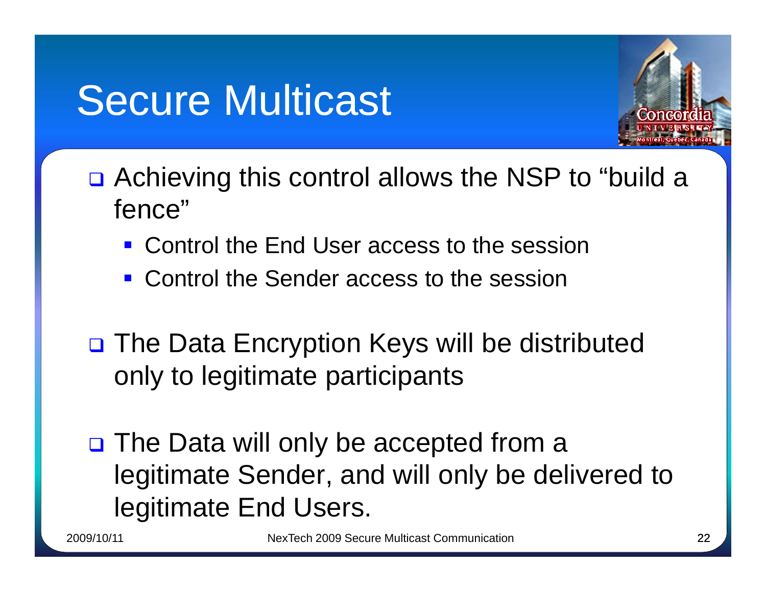# Secure Multicast

- Achieving this control allows the NSP to "build a fence"
  - Control the End User access to the session
  - Control the Sender access to the session
- The Data Encryption Keys will be distributed only to legitimate participants
- The Data will only be accepted from a legitimate Sender, and will only be delivered to legitimate End Users.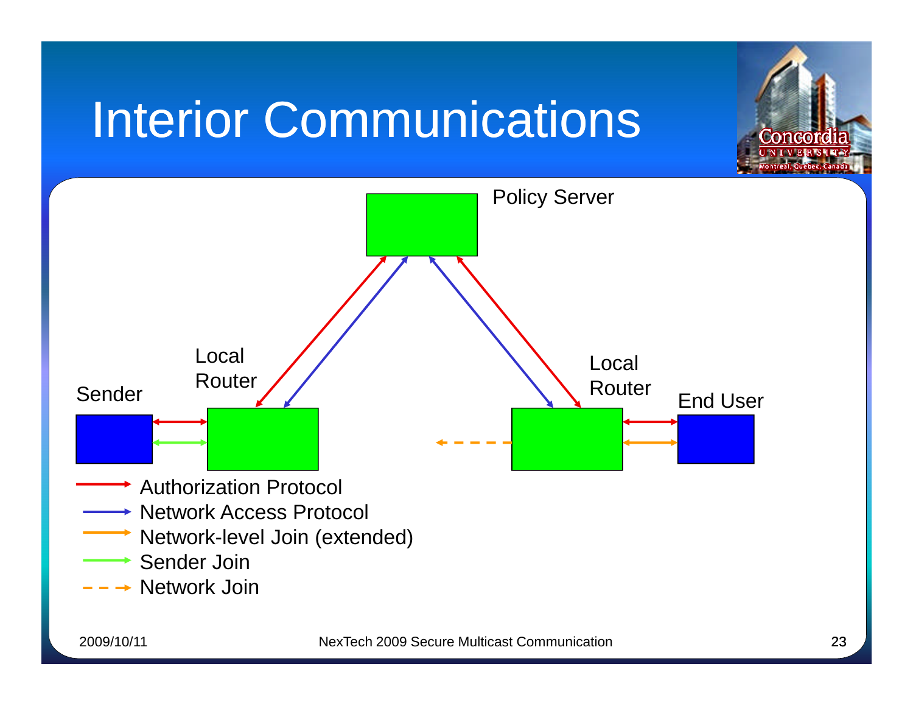# Interior Communications

Policy Server

Local Router

Sender

Local Router

End User

- Authorization Protocol
- Network Access Protocol
- Network-level Join (extended)
- Sender Join
- Network Join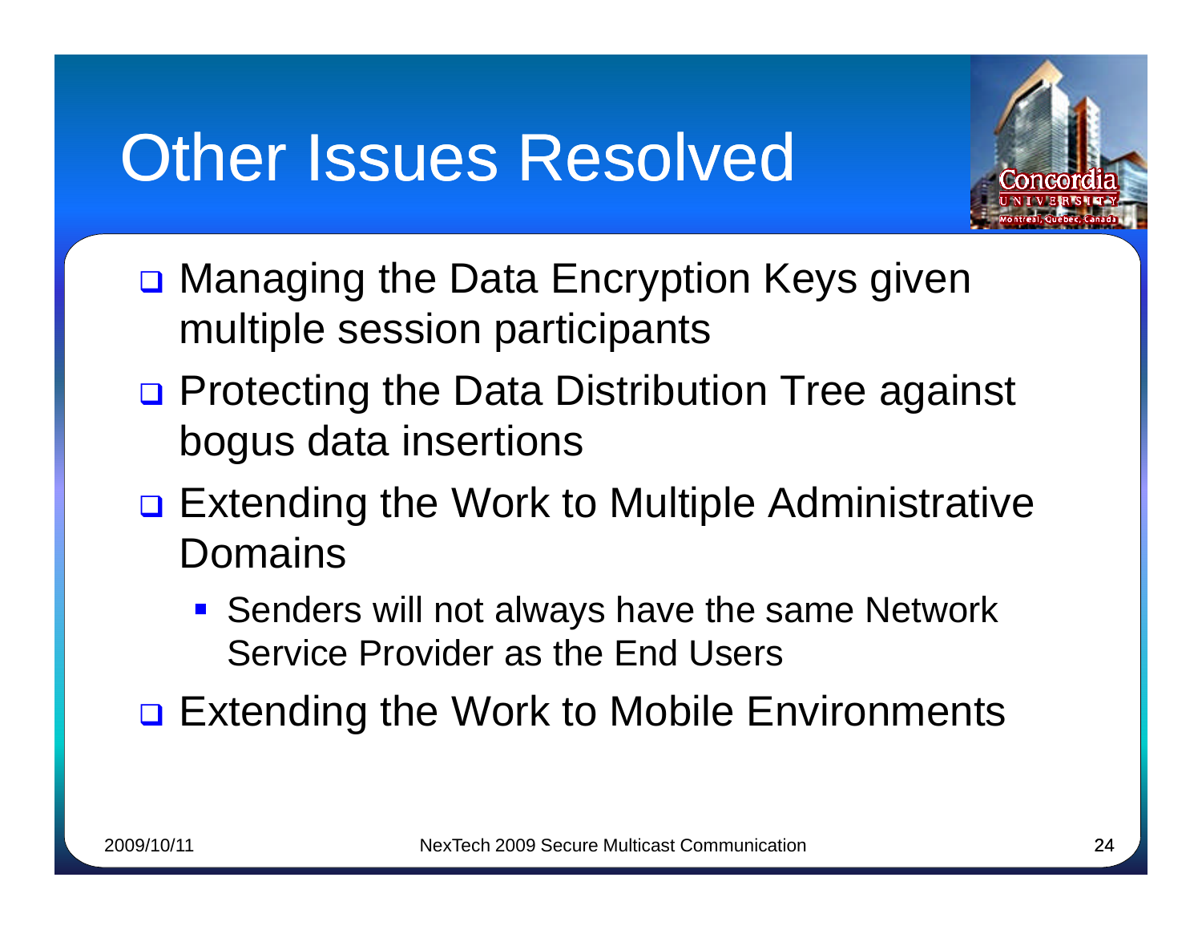# Other Issues Resolved

- Managing the Data Encryption Keys given multiple session participants
- Protecting the Data Distribution Tree against bogus data insertions
- Extending the Work to Multiple Administrative Domains
  - Senders will not always have the same Network Service Provider as the End Users
- Extending the Work to Mobile Environments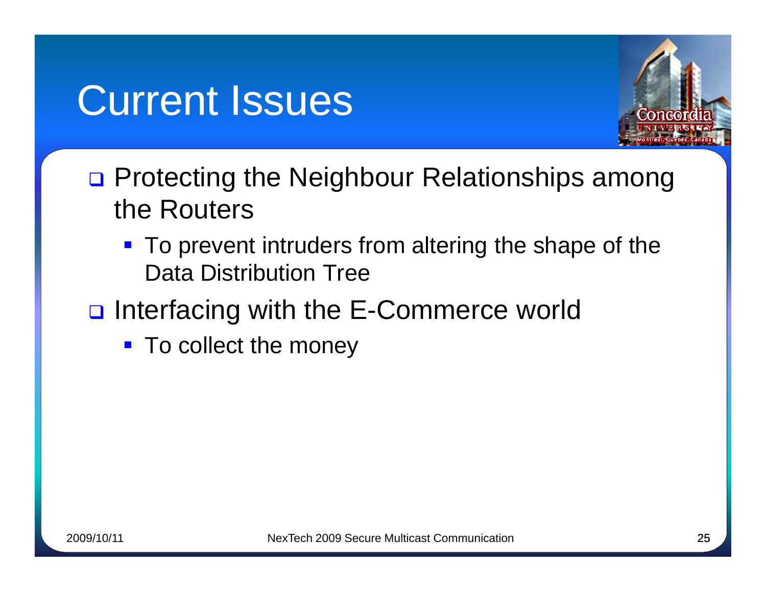# Current Issues

- Protecting the Neighbour Relationships among the Routers
  - To prevent intruders from altering the shape of the Data Distribution Tree
- Interfacing with the E-Commerce world
  - To collect the money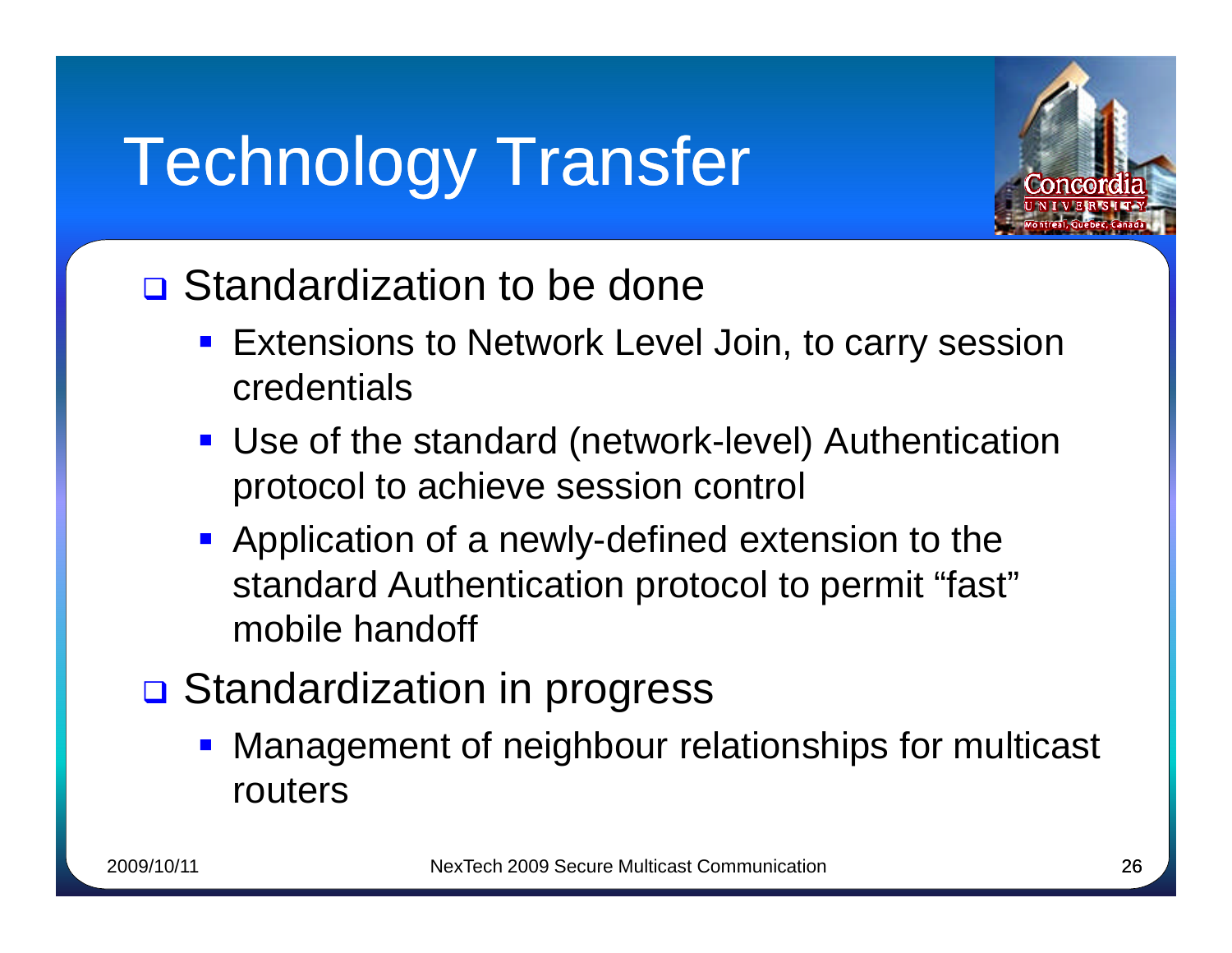# Technology Transfer

- Standardization to be done
  - Extensions to Network Level Join, to carry session credentials
  - Use of the standard (network-level) Authentication protocol to achieve session control
  - Application of a newly-defined extension to the standard Authentication protocol to permit "fast" mobile handoff
- Standardization in progress
  - Management of neighbour relationships for multicast routers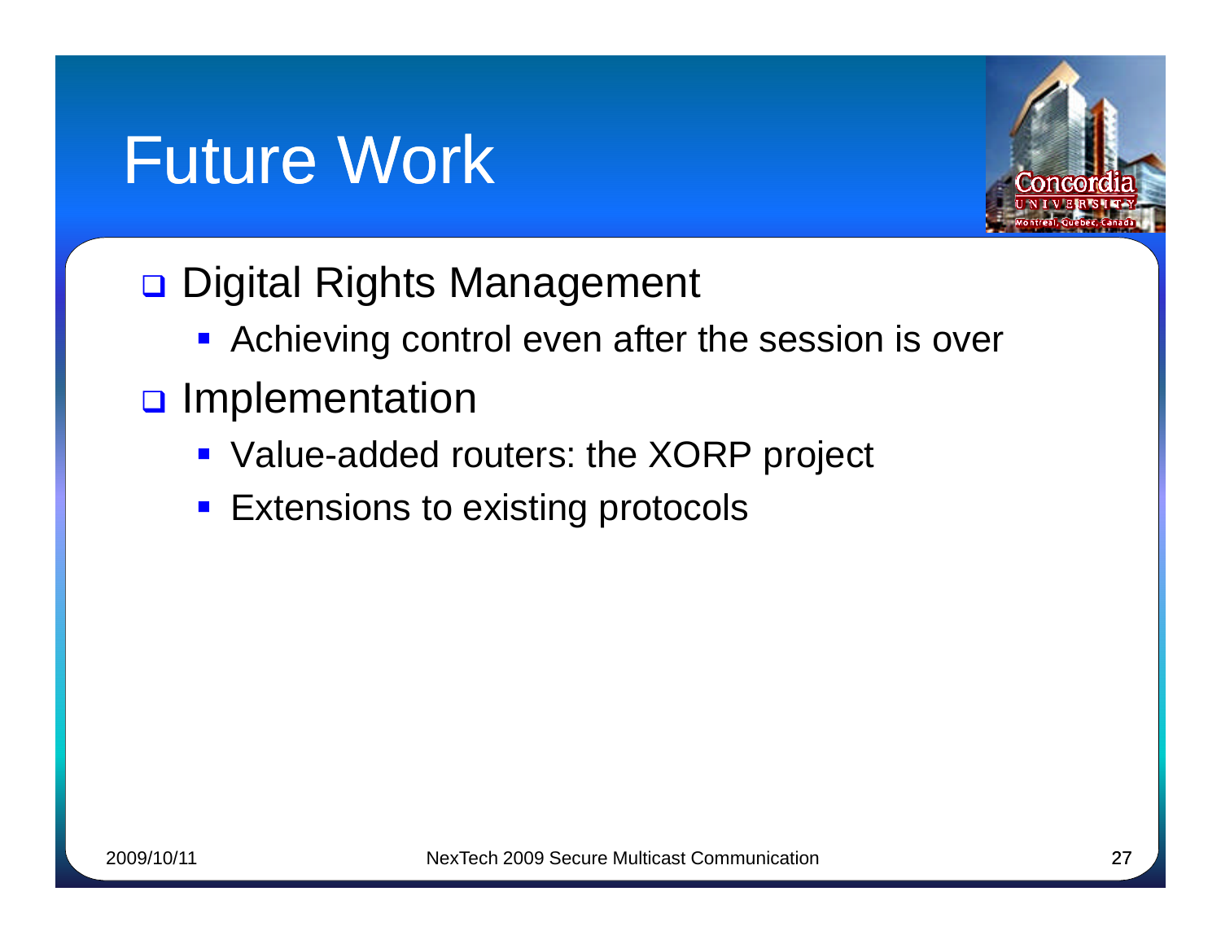# Future Work

- Digital Rights Management
  - Achieving control even after the session is over
- Implementation
  - Value-added routers: the XORP project
  - Extensions to existing protocols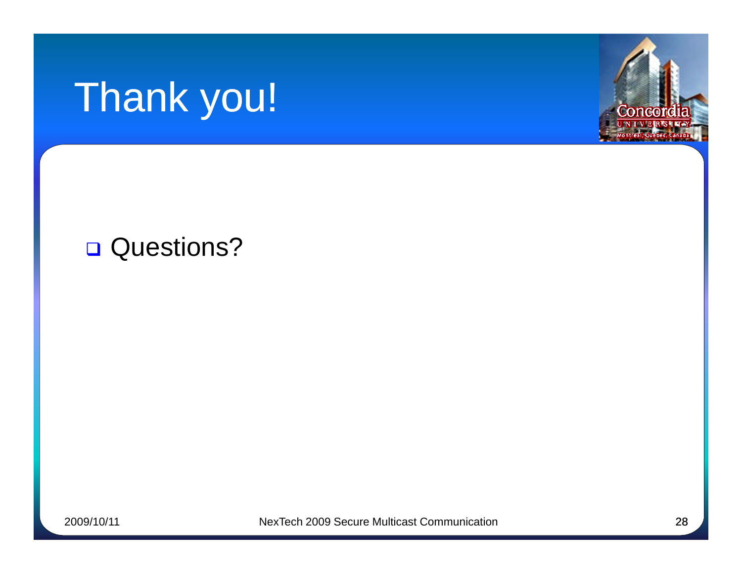# Thank you!

- Questions?